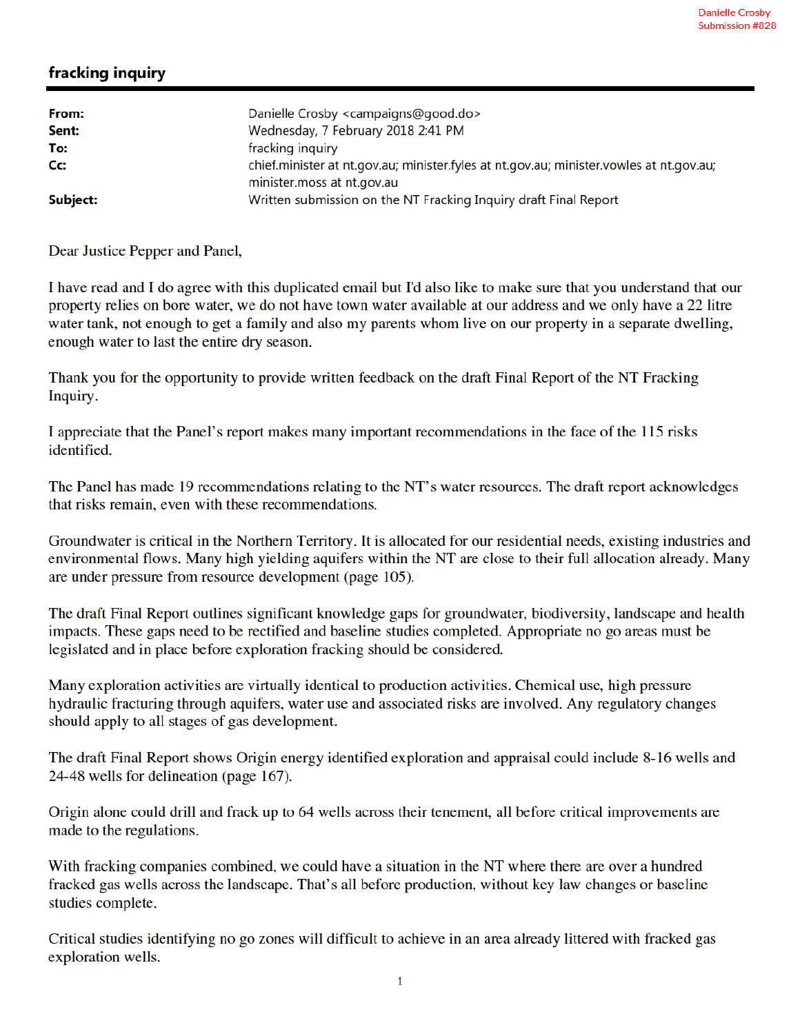Danielle Crosby
Submission #828

# fracking inquiry

| | |
|---|---|
| **From:** | Danielle Crosby <campaigns@good.do> |
| **Sent:** | Wednesday, 7 February 2018 2:41 PM |
| **To:** | fracking inquiry |
| **Cc:** | chief.minister at nt.gov.au; minister.fyles at nt.gov.au; minister.vowles at nt.gov.au; minister.moss at nt.gov.au |
| **Subject:** | Written submission on the NT Fracking Inquiry draft Final Report |

Dear Justice Pepper and Panel,

I have read and I do agree with this duplicated email but I'd also like to make sure that you understand that our property relies on bore water, we do not have town water available at our address and we only have a 22 litre water tank, not enough to get a family and also my parents whom live on our property in a separate dwelling, enough water to last the entire dry season.

Thank you for the opportunity to provide written feedback on the draft Final Report of the NT Fracking Inquiry.

I appreciate that the Panel's report makes many important recommendations in the face of the 115 risks identified.

The Panel has made 19 recommendations relating to the NT's water resources. The draft report acknowledges that risks remain, even with these recommendations.

Groundwater is critical in the Northern Territory. It is allocated for our residential needs, existing industries and environmental flows. Many high yielding aquifers within the NT are close to their full allocation already. Many are under pressure from resource development (page 105).

The draft Final Report outlines significant knowledge gaps for groundwater, biodiversity, landscape and health impacts. These gaps need to be rectified and baseline studies completed. Appropriate no go areas must be legislated and in place before exploration fracking should be considered.

Many exploration activities are virtually identical to production activities. Chemical use, high pressure hydraulic fracturing through aquifers, water use and associated risks are involved. Any regulatory changes should apply to all stages of gas development.

The draft Final Report shows Origin energy identified exploration and appraisal could include 8-16 wells and 24-48 wells for delineation (page 167).

Origin alone could drill and frack up to 64 wells across their tenement, all before critical improvements are made to the regulations.

With fracking companies combined, we could have a situation in the NT where there are over a hundred fracked gas wells across the landscape. That's all before production, without key law changes or baseline studies complete.

Critical studies identifying no go zones will difficult to achieve in an area already littered with fracked gas exploration wells.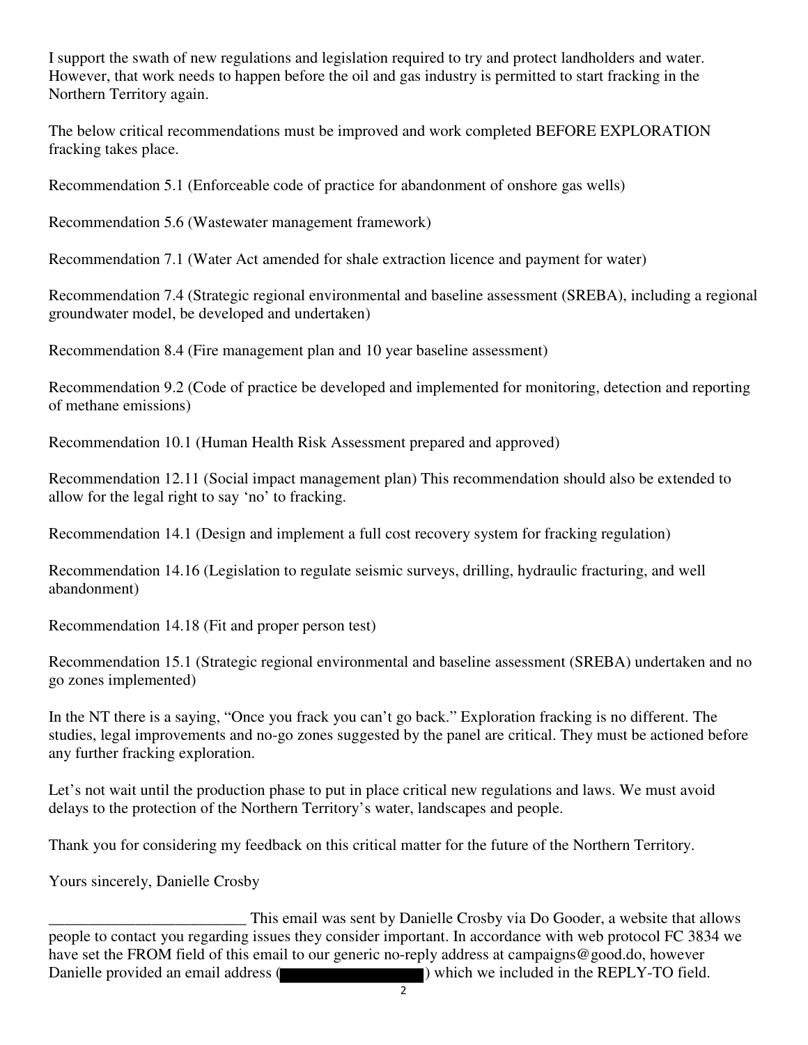I support the swath of new regulations and legislation required to try and protect landholders and water. However, that work needs to happen before the oil and gas industry is permitted to start fracking in the Northern Territory again.

The below critical recommendations must be improved and work completed BEFORE EXPLORATION fracking takes place.

Recommendation 5.1 (Enforceable code of practice for abandonment of onshore gas wells)

Recommendation 5.6 (Wastewater management framework)

Recommendation 7.1 (Water Act amended for shale extraction licence and payment for water)

Recommendation 7.4 (Strategic regional environmental and baseline assessment (SREBA), including a regional groundwater model, be developed and undertaken)

Recommendation 8.4 (Fire management plan and 10 year baseline assessment)

Recommendation 9.2 (Code of practice be developed and implemented for monitoring, detection and reporting of methane emissions)

Recommendation 10.1 (Human Health Risk Assessment prepared and approved)

Recommendation 12.11 (Social impact management plan) This recommendation should also be extended to allow for the legal right to say 'no' to fracking.

Recommendation 14.1 (Design and implement a full cost recovery system for fracking regulation)

Recommendation 14.16 (Legislation to regulate seismic surveys, drilling, hydraulic fracturing, and well abandonment)

Recommendation 14.18 (Fit and proper person test)

Recommendation 15.1 (Strategic regional environmental and baseline assessment (SREBA) undertaken and no go zones implemented)

In the NT there is a saying, "Once you frack you can't go back." Exploration fracking is no different. The studies, legal improvements and no-go zones suggested by the panel are critical. They must be actioned before any further fracking exploration.

Let's not wait until the production phase to put in place critical new regulations and laws. We must avoid delays to the protection of the Northern Territory's water, landscapes and people.

Thank you for considering my feedback on this critical matter for the future of the Northern Territory.

Yours sincerely, Danielle Crosby

_________________________ This email was sent by Danielle Crosby via Do Gooder, a website that allows people to contact you regarding issues they consider important. In accordance with web protocol FC 3834 we have set the FROM field of this email to our generic no-reply address at campaigns@good.do, however Danielle provided an email address (█████████████) which we included in the REPLY-TO field.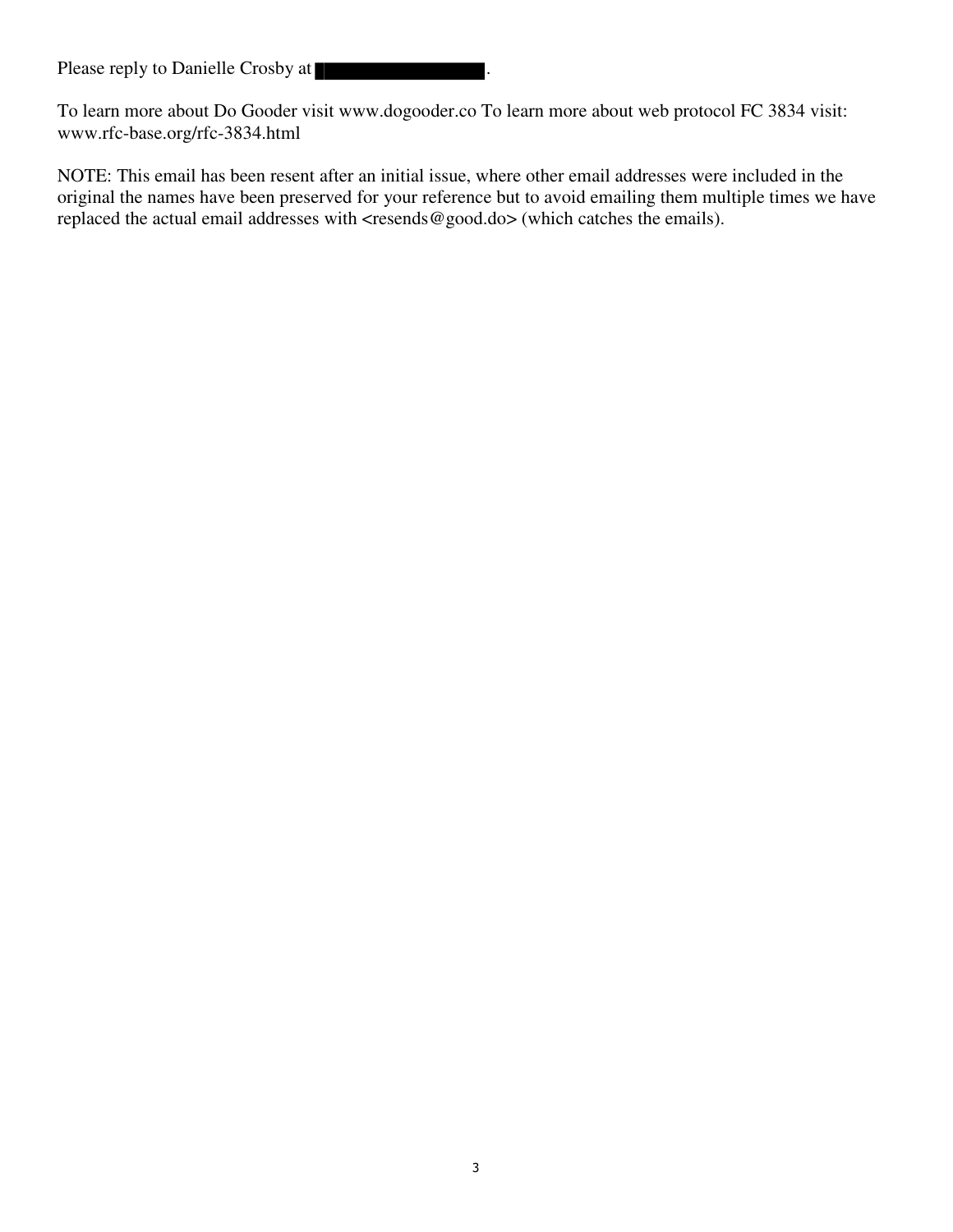Please reply to Danielle Crosby at ████████████████.

To learn more about Do Gooder visit www.dogooder.co To learn more about web protocol FC 3834 visit: www.rfc-base.org/rfc-3834.html

NOTE: This email has been resent after an initial issue, where other email addresses were included in the original the names have been preserved for your reference but to avoid emailing them multiple times we have replaced the actual email addresses with <resends@good.do> (which catches the emails).